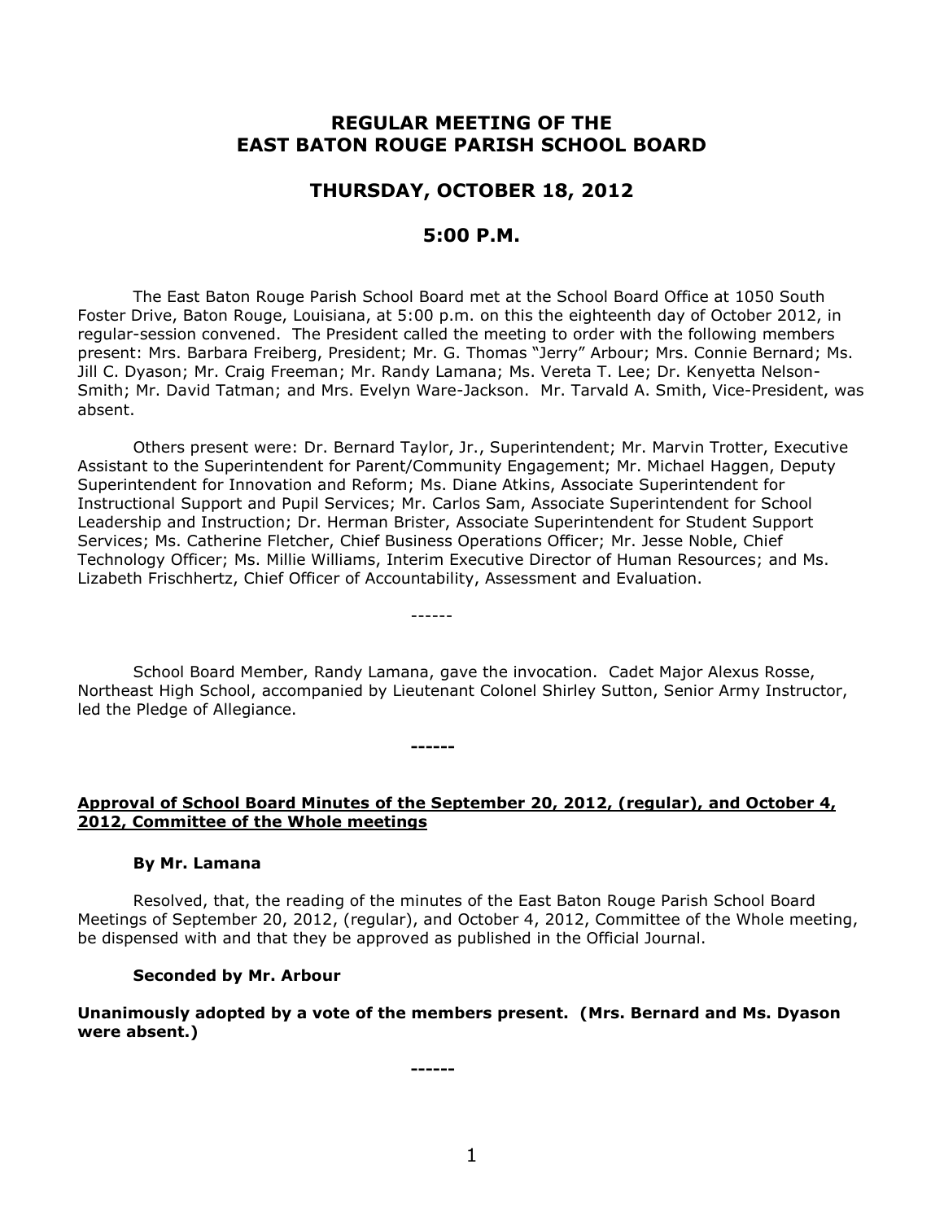# REGULAR MEETING OF THE EAST BATON ROUGE PARISH SCHOOL BOARD

## THURSDAY, OCTOBER 18, 2012

## 5:00 P.M.

The East Baton Rouge Parish School Board met at the School Board Office at 1050 South Foster Drive, Baton Rouge, Louisiana, at 5:00 p.m. on this the eighteenth day of October 2012, in regular-session convened. The President called the meeting to order with the following members present: Mrs. Barbara Freiberg, President; Mr. G. Thomas "Jerry" Arbour; Mrs. Connie Bernard; Ms. Jill C. Dyason; Mr. Craig Freeman; Mr. Randy Lamana; Ms. Vereta T. Lee; Dr. Kenyetta Nelson-Smith; Mr. David Tatman; and Mrs. Evelyn Ware-Jackson. Mr. Tarvald A. Smith, Vice-President, was absent.

Others present were: Dr. Bernard Taylor, Jr., Superintendent; Mr. Marvin Trotter, Executive Assistant to the Superintendent for Parent/Community Engagement; Mr. Michael Haggen, Deputy Superintendent for Innovation and Reform; Ms. Diane Atkins, Associate Superintendent for Instructional Support and Pupil Services; Mr. Carlos Sam, Associate Superintendent for School Leadership and Instruction; Dr. Herman Brister, Associate Superintendent for Student Support Services; Ms. Catherine Fletcher, Chief Business Operations Officer; Mr. Jesse Noble, Chief Technology Officer; Ms. Millie Williams, Interim Executive Director of Human Resources; and Ms. Lizabeth Frischhertz, Chief Officer of Accountability, Assessment and Evaluation.

------

School Board Member, Randy Lamana, gave the invocation. Cadet Major Alexus Rosse, Northeast High School, accompanied by Lieutenant Colonel Shirley Sutton, Senior Army Instructor, led the Pledge of Allegiance.

**------**

**Approval of School Board Minutes of the September 20, 2012, (regular), and October 4, 2012, Committee of the Whole meetings**

**By Mr. Lamana**

Resolved, that, the reading of the minutes of the East Baton Rouge Parish School Board Meetings of September 20, 2012, (regular), and October 4, 2012, Committee of the Whole meeting, be dispensed with and that they be approved as published in the Official Journal.

**Seconded by Mr. Arbour**

**Unanimously adopted by a vote of the members present. (Mrs. Bernard and Ms. Dyason were absent.)**

**------**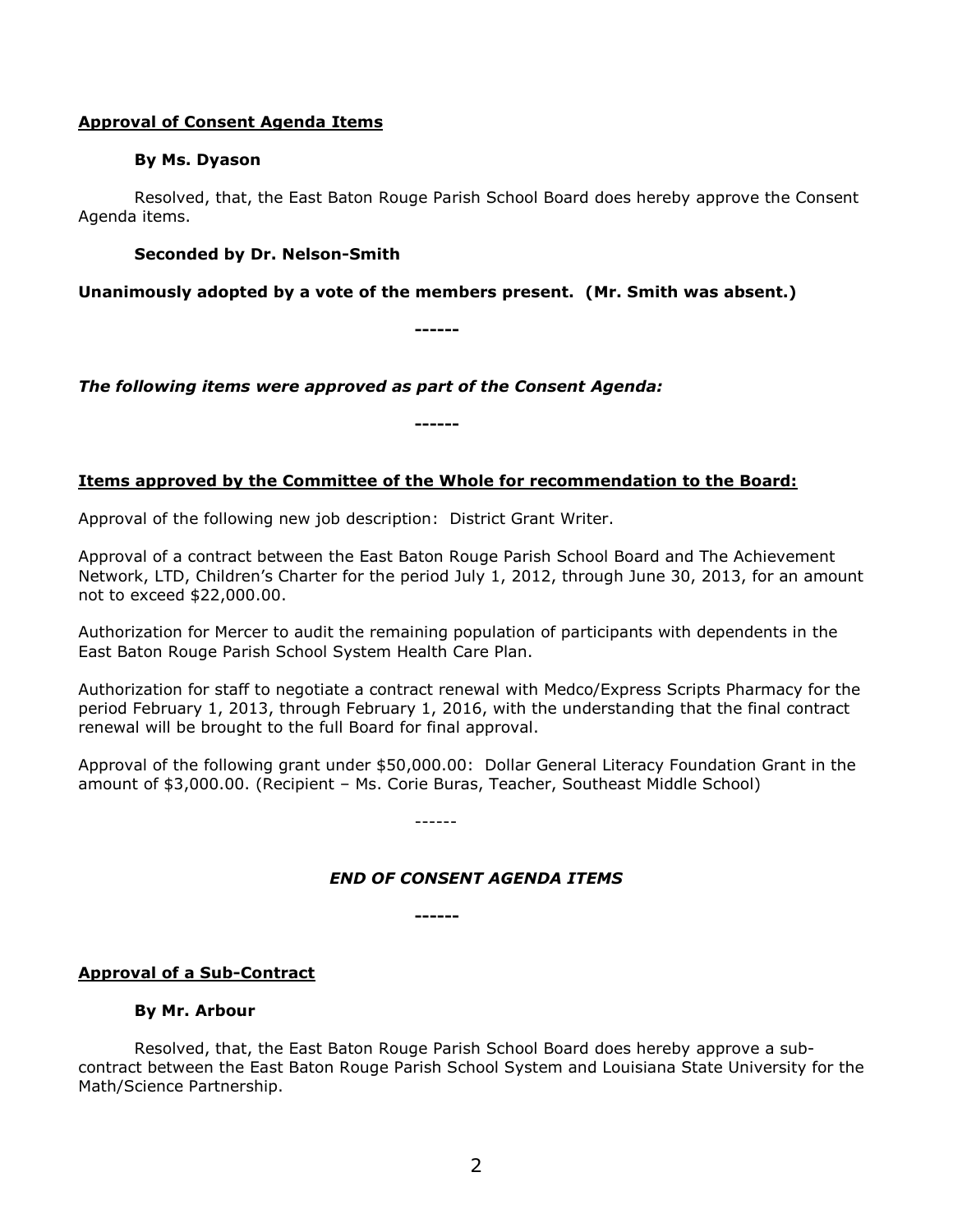**Approval of Consent Agenda Items**

**By Ms. Dyason**

Resolved, that, the East Baton Rouge Parish School Board does hereby approve the Consent Agenda items.

**Seconded by Dr. Nelson-Smith**

**Unanimously adopted by a vote of the members present. (Mr. Smith was absent.)**

**------**

***The following items were approved as part of the Consent Agenda:***

**------**

**Items approved by the Committee of the Whole for recommendation to the Board:**

Approval of the following new job description: District Grant Writer.

Approval of a contract between the East Baton Rouge Parish School Board and The Achievement Network, LTD, Children's Charter for the period July 1, 2012, through June 30, 2013, for an amount not to exceed $22,000.00.

Authorization for Mercer to audit the remaining population of participants with dependents in the East Baton Rouge Parish School System Health Care Plan.

Authorization for staff to negotiate a contract renewal with Medco/Express Scripts Pharmacy for the period February 1, 2013, through February 1, 2016, with the understanding that the final contract renewal will be brought to the full Board for final approval.

Approval of the following grant under $50,000.00: Dollar General Literacy Foundation Grant in the amount of $3,000.00. (Recipient – Ms. Corie Buras, Teacher, Southeast Middle School)

------

***END OF CONSENT AGENDA ITEMS***

**------**

**Approval of a Sub-Contract**

**By Mr. Arbour**

Resolved, that, the East Baton Rouge Parish School Board does hereby approve a sub-contract between the East Baton Rouge Parish School System and Louisiana State University for the Math/Science Partnership.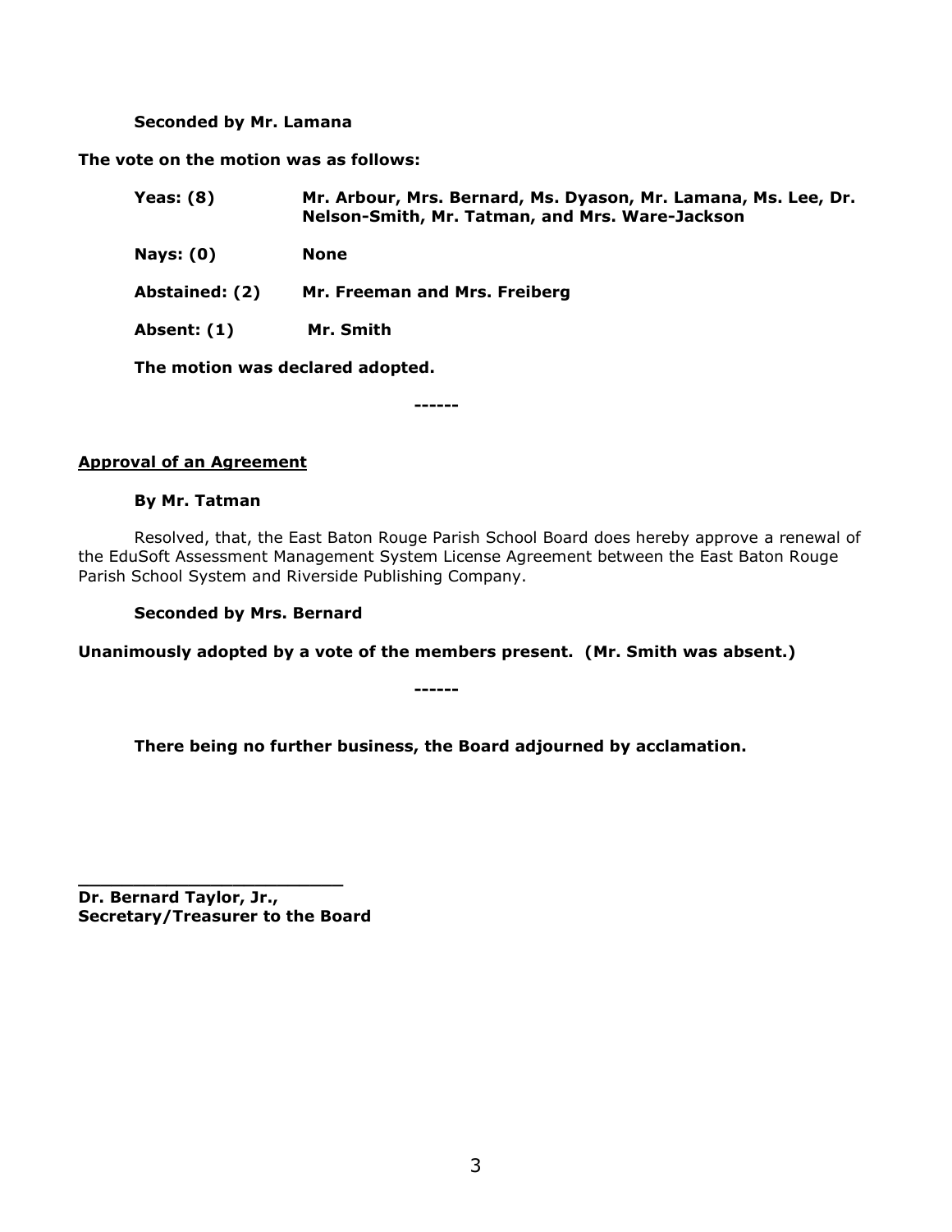**Seconded by Mr. Lamana**

**The vote on the motion was as follows:**

| | |
|---|---|
| **Yeas: (8)** | **Mr. Arbour, Mrs. Bernard, Ms. Dyason, Mr. Lamana, Ms. Lee, Dr. Nelson-Smith, Mr. Tatman, and Mrs. Ware-Jackson** |
| **Nays: (0)** | **None** |
| **Abstained: (2)** | **Mr. Freeman and Mrs. Freiberg** |
| **Absent: (1)** | **Mr. Smith** |

**The motion was declared adopted.**

------

**Approval of an Agreement**

**By Mr. Tatman**

Resolved, that, the East Baton Rouge Parish School Board does hereby approve a renewal of the EduSoft Assessment Management System License Agreement between the East Baton Rouge Parish School System and Riverside Publishing Company.

**Seconded by Mrs. Bernard**

**Unanimously adopted by a vote of the members present. (Mr. Smith was absent.)**

------

**There being no further business, the Board adjourned by acclamation.**

**________________________**
**Dr. Bernard Taylor, Jr.,**
**Secretary/Treasurer to the Board**